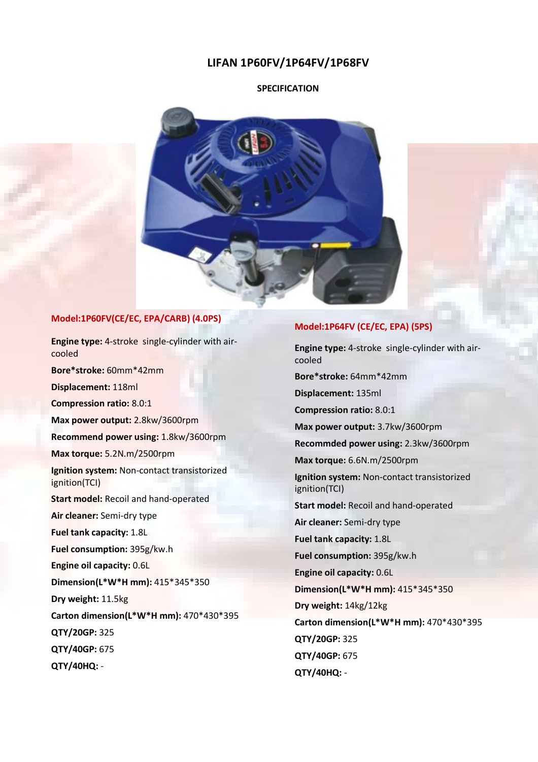# LIFAN 1P60FV/1P64FV/1P68FV

## SPECIFICATION

### Model:1P60FV(CE/EC, EPA/CARB) (4.0PS)

**Engine type:** 4-stroke single-cylinder with air-cooled

**Bore*stroke:** 60mm*42mm

**Displacement:** 118ml

**Compression ratio:** 8.0:1

**Max power output:** 2.8kw/3600rpm

**Recommend power using:** 1.8kw/3600rpm

**Max torque:** 5.2N.m/2500rpm

**Ignition system:** Non-contact transistorized ignition(TCI)

**Start model:** Recoil and hand-operated

**Air cleaner:** Semi-dry type

**Fuel tank capacity:** 1.8L

**Fuel consumption:** 395g/kw.h

**Engine oil capacity:** 0.6L

**Dimension(L*W*H mm):** 415*345*350

**Dry weight:** 11.5kg

**Carton dimension(L*W*H mm):** 470*430*395

**QTY/20GP:** 325

**QTY/40GP:** 675

**QTY/40HQ:** -

### Model:1P64FV (CE/EC, EPA) (5PS)

**Engine type:** 4-stroke single-cylinder with air-cooled

**Bore*stroke:** 64mm*42mm

**Displacement:** 135ml

**Compression ratio:** 8.0:1

**Max power output:** 3.7kw/3600rpm

**Recommded power using:** 2.3kw/3600rpm

**Max torque:** 6.6N.m/2500rpm

**Ignition system:** Non-contact transistorized ignition(TCI)

**Start model:** Recoil and hand-operated

**Air cleaner:** Semi-dry type

**Fuel tank capacity:** 1.8L

**Fuel consumption:** 395g/kw.h

**Engine oil capacity:** 0.6L

**Dimension(L*W*H mm):** 415*345*350

**Dry weight:** 14kg/12kg

**Carton dimension(L*W*H mm):** 470*430*395

**QTY/20GP:** 325

**QTY/40GP:** 675

**QTY/40HQ:** -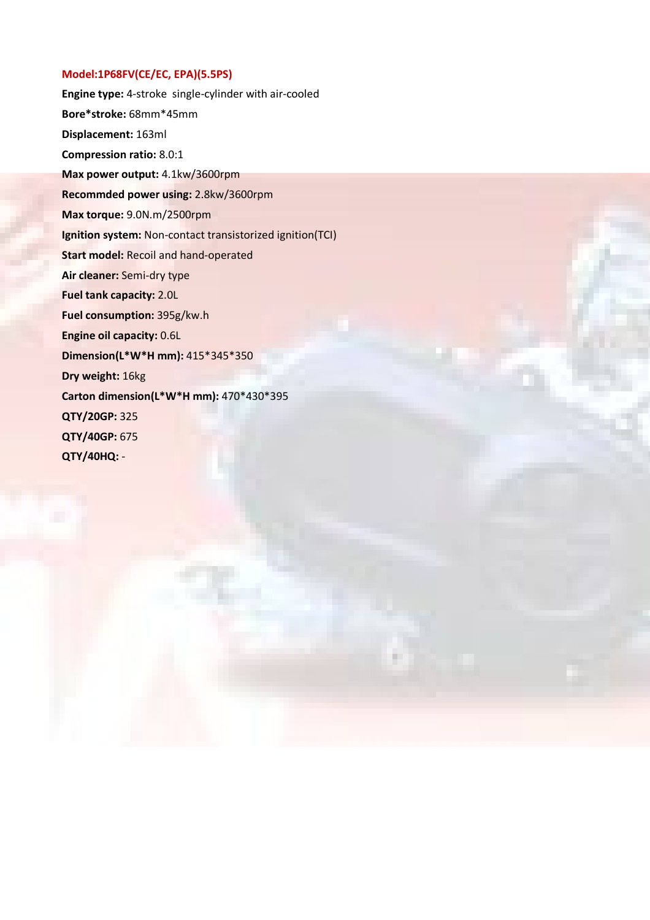**Model:1P68FV(CE/EC, EPA)(5.5PS)**

**Engine type:** 4-stroke  single-cylinder with air-cooled

**Bore*stroke:** 68mm*45mm

**Displacement:** 163ml

**Compression ratio:** 8.0:1

**Max power output:** 4.1kw/3600rpm

**Recommded power using:** 2.8kw/3600rpm

**Max torque:** 9.0N.m/2500rpm

**Ignition system:** Non-contact transistorized ignition(TCI)

**Start model:** Recoil and hand-operated

**Air cleaner:** Semi-dry type

**Fuel tank capacity:** 2.0L

**Fuel consumption:** 395g/kw.h

**Engine oil capacity:** 0.6L

**Dimension(L*W*H mm):** 415*345*350

**Dry weight:** 16kg

**Carton dimension(L*W*H mm):** 470*430*395

**QTY/20GP:** 325

**QTY/40GP:** 675

**QTY/40HQ:** -